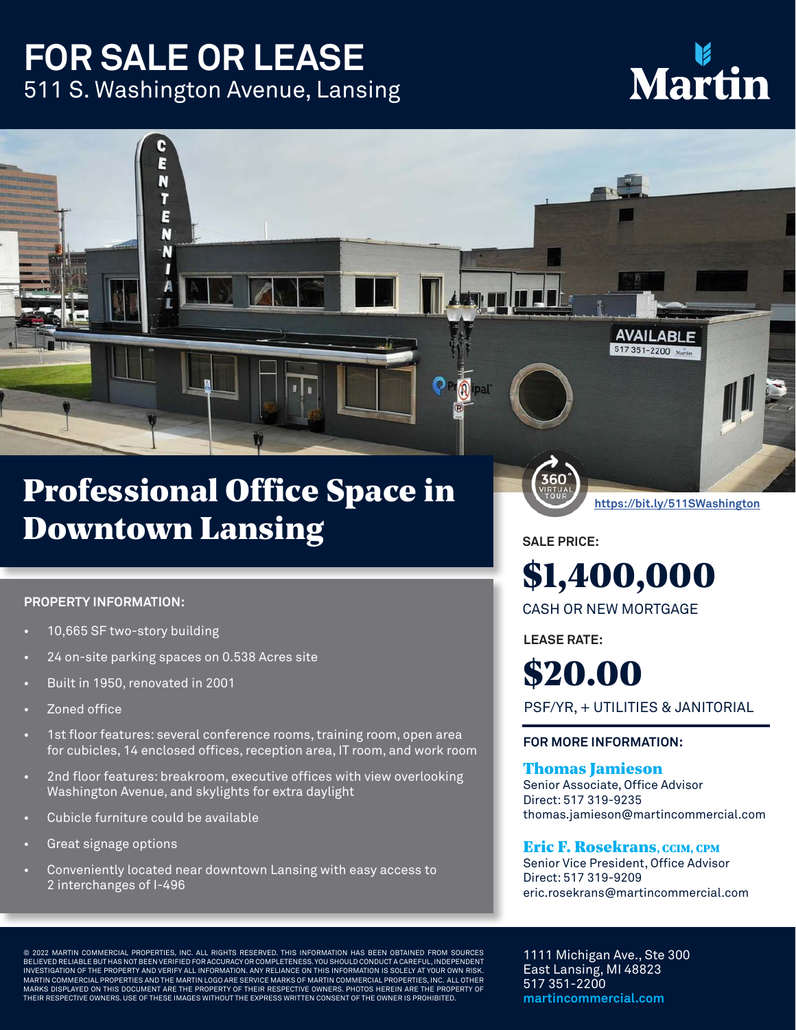# FOR SALE OR LEASE

511 S. Washington Avenue, Lansing

Martin

## Professional Office Space in Downtown Lansing

360° VIRTUAL TOUR https://bit.ly/511SWashington

**SALE PRICE:**

# $1,400,000

CASH OR NEW MORTGAGE

**LEASE RATE:**

# $20.00

PSF/YR, + UTILITIES & JANITORIAL

**PROPERTY INFORMATION:**

- 10,665 SF two-story building
- 24 on-site parking spaces on 0.538 Acres site
- Built in 1950, renovated in 2001
- Zoned office
- 1st floor features: several conference rooms, training room, open area for cubicles, 14 enclosed offices, reception area, IT room, and work room
- 2nd floor features: breakroom, executive offices with view overlooking Washington Avenue, and skylights for extra daylight
- Cubicle furniture could be available
- Great signage options
- Conveniently located near downtown Lansing with easy access to 2 interchanges of I-496

**FOR MORE INFORMATION:**

**Thomas Jamieson**
Senior Associate, Office Advisor
Direct: 517 319-9235
thomas.jamieson@martincommercial.com

**Eric F. Rosekrans, CCIM, CPM**
Senior Vice President, Office Advisor
Direct: 517 319-9209
eric.rosekrans@martincommercial.com

© 2022 MARTIN COMMERCIAL PROPERTIES, INC. ALL RIGHTS RESERVED. THIS INFORMATION HAS BEEN OBTAINED FROM SOURCES BELIEVED RELIABLE BUT HAS NOT BEEN VERIFIED FOR ACCURACY OR COMPLETENESS. YOU SHOULD CONDUCT A CAREFUL, INDEPENDENT INVESTIGATION OF THE PROPERTY AND VERIFY ALL INFORMATION. ANY RELIANCE ON THIS INFORMATION IS SOLELY AT YOUR OWN RISK. MARTIN COMMERCIAL PROPERTIES AND THE MARTIN LOGO ARE SERVICE MARKS OF MARTIN COMMERCIAL PROPERTIES, INC. ALL OTHER MARKS DISPLAYED ON THIS DOCUMENT ARE THE PROPERTY OF THEIR RESPECTIVE OWNERS. PHOTOS HEREIN ARE THE PROPERTY OF THEIR RESPECTIVE OWNERS. USE OF THESE IMAGES WITHOUT THE EXPRESS WRITTEN CONSENT OF THE OWNER IS PROHIBITED.

1111 Michigan Ave., Ste 300
East Lansing, MI 48823
517 351-2200
martincommercial.com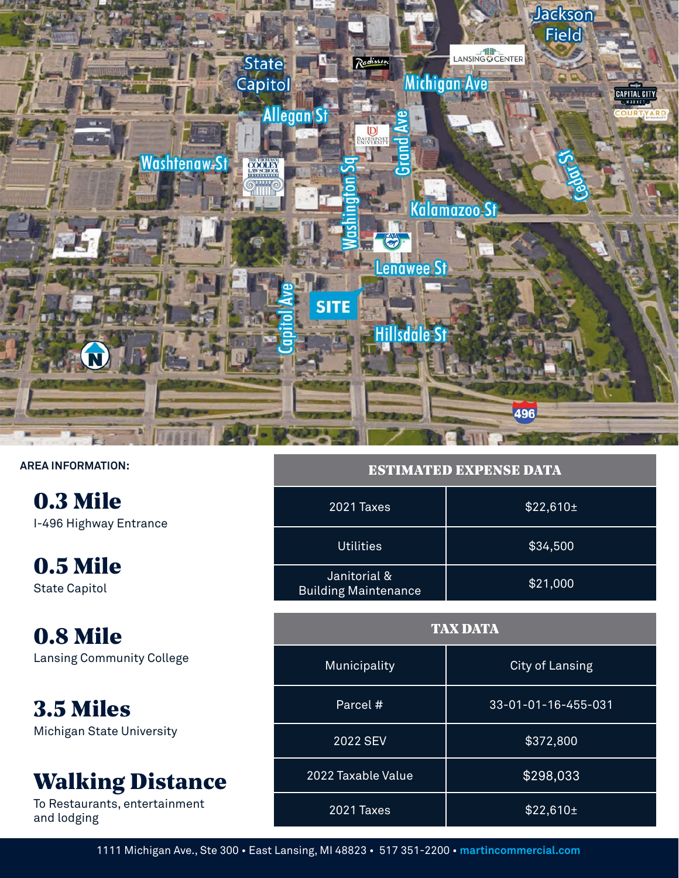## AREA INFORMATION:

**0.3 Mile**
I-496 Highway Entrance

**0.5 Mile**
State Capitol

**0.8 Mile**
Lansing Community College

**3.5 Miles**
Michigan State University

**Walking Distance**
To Restaurants, entertainment and lodging

| ESTIMATED EXPENSE DATA | |
|---|---|
| 2021 Taxes | $22,610± |
| Utilities | $34,500 |
| Janitorial & Building Maintenance | $21,000 |

| TAX DATA | |
|---|---|
| Municipality | City of Lansing |
| Parcel # | 33-01-01-16-455-031 |
| 2022 SEV | $372,800 |
| 2022 Taxable Value | $298,033 |
| 2021 Taxes | $22,610± |

1111 Michigan Ave., Ste 300 • East Lansing, MI 48823 • 517 351-2200 • martincommercial.com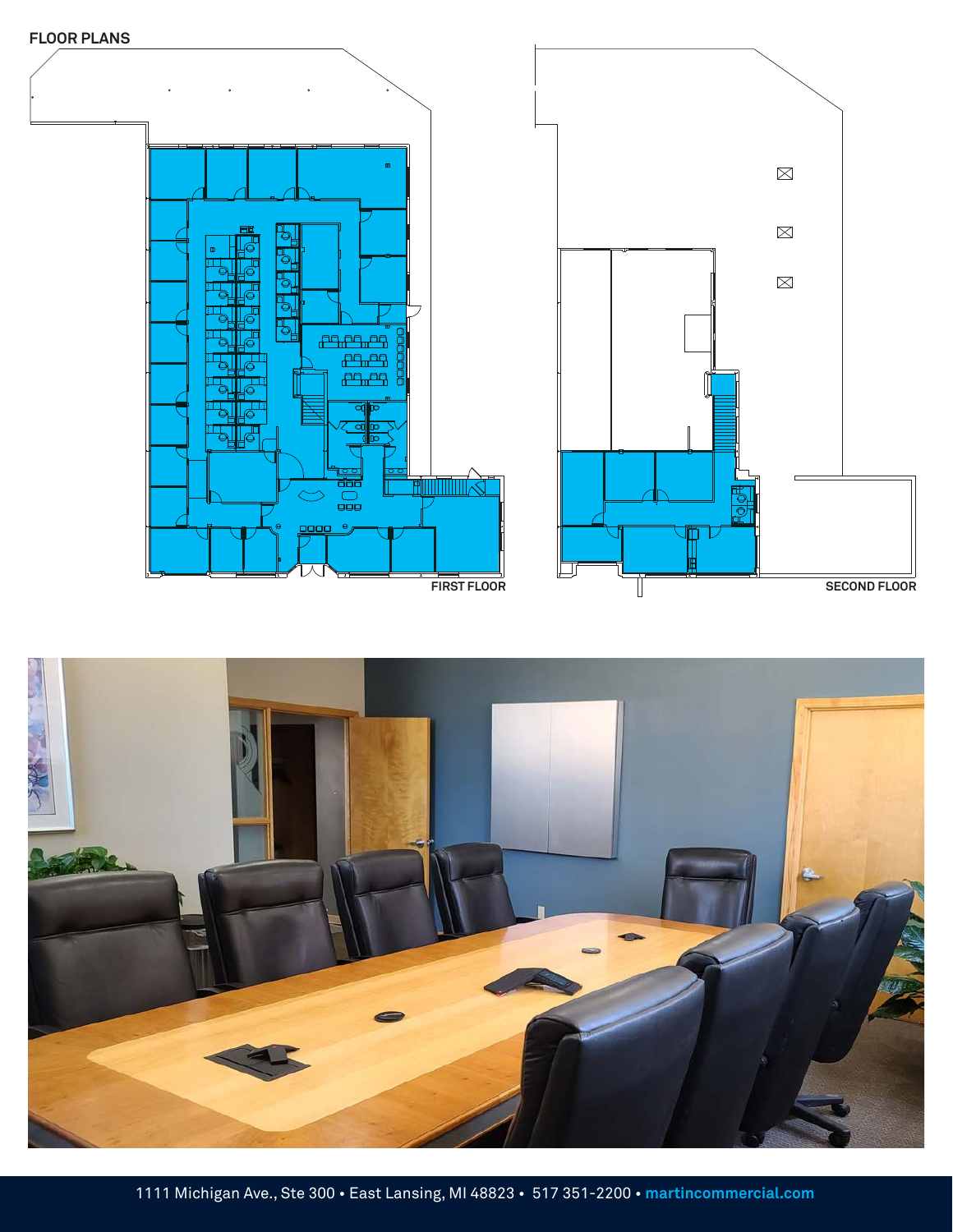## FLOOR PLANS

FIRST FLOOR

SECOND FLOOR

1111 Michigan Ave., Ste 300 • East Lansing, MI 48823 • 517 351-2200 • **martincommercial.com**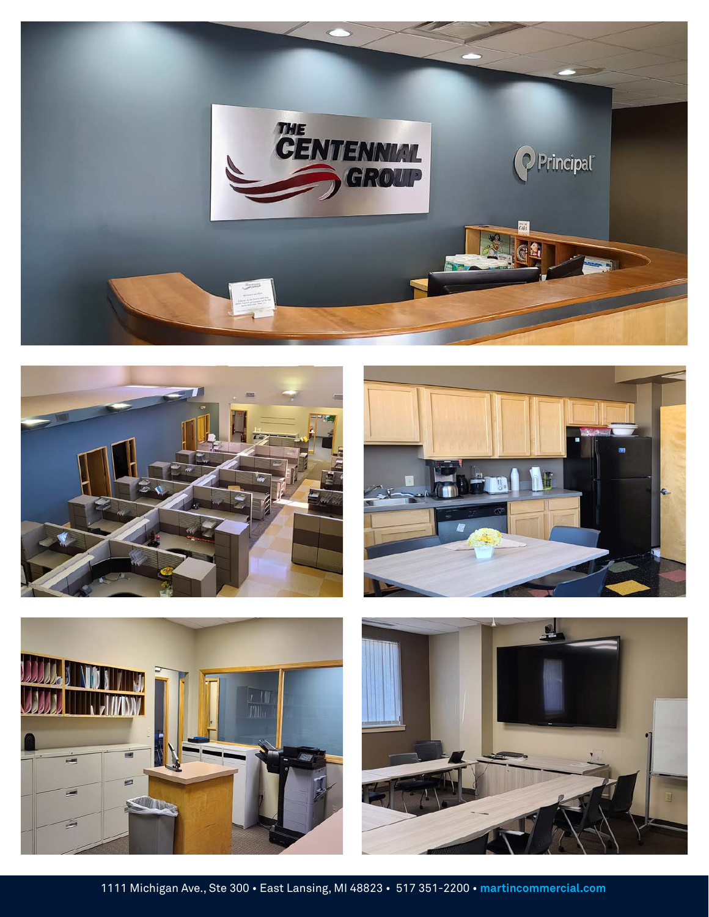1111 Michigan Ave., Ste 300 • East Lansing, MI 48823 • 517 351-2200 • martincommercial.com